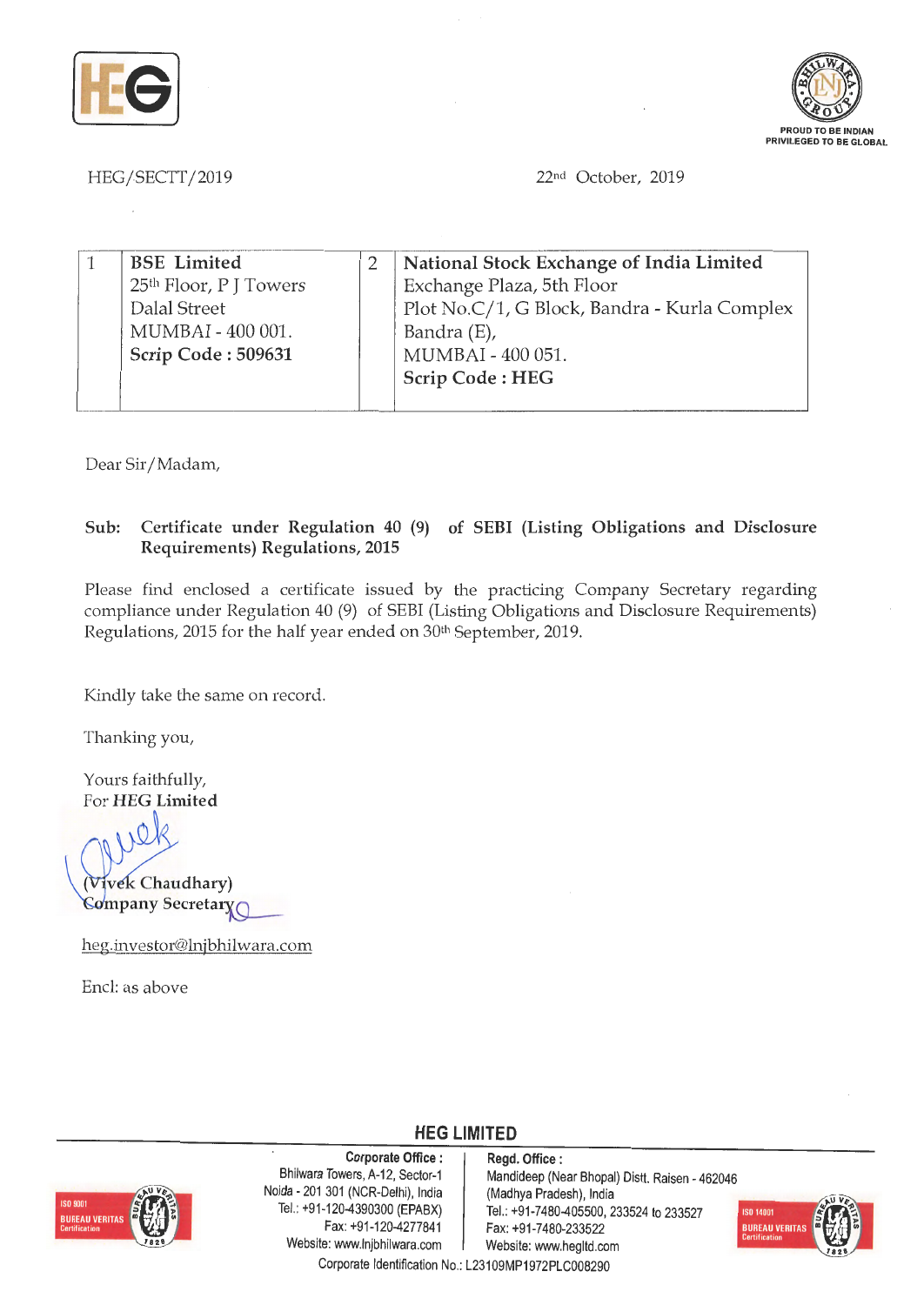HEG/SECTT/2019

22nd October, 2019

| 1 | BSE Limited<br>25th Floor, P J Towers<br>Dalal Street<br>MUMBAI - 400 001.<br>**Scrip Code : 509631** | 2 | National Stock Exchange of India Limited<br>Exchange Plaza, 5th Floor<br>Plot No.C/1, G Block, Bandra - Kurla Complex<br>Bandra (E),<br>MUMBAI - 400 051.<br>**Scrip Code : HEG** |
|---|---|---|---|

Dear Sir/Madam,

**Sub: Certificate under Regulation 40 (9) of SEBI (Listing Obligations and Disclosure Requirements) Regulations, 2015**

Please find enclosed a certificate issued by the practicing Company Secretary regarding compliance under Regulation 40 (9) of SEBI (Listing Obligations and Disclosure Requirements) Regulations, 2015 for the half year ended on 30th September, 2019.

Kindly take the same on record.

Thanking you,

Yours faithfully,
For **HEG Limited**

**(Vivek Chaudhary)**
**Company Secretary**

heg.investor@lnjbhilwara.com

Encl: as above

**HEG LIMITED**

**Corporate Office :**
Bhilwara Towers, A-12, Sector-1
Noida - 201 301 (NCR-Delhi), India
Tel.: +91-120-4390300 (EPABX)
Fax: +91-120-4277841
Website: www.lnjbhilwara.com

**Regd. Office :**
Mandideep (Near Bhopal) Distt. Raisen - 462046
(Madhya Pradesh), India
Tel.: +91-7480-405500, 233524 to 233527
Fax: +91-7480-233522
Website: www.hegltd.com

Corporate Identification No.: L23109MP1972PLC008290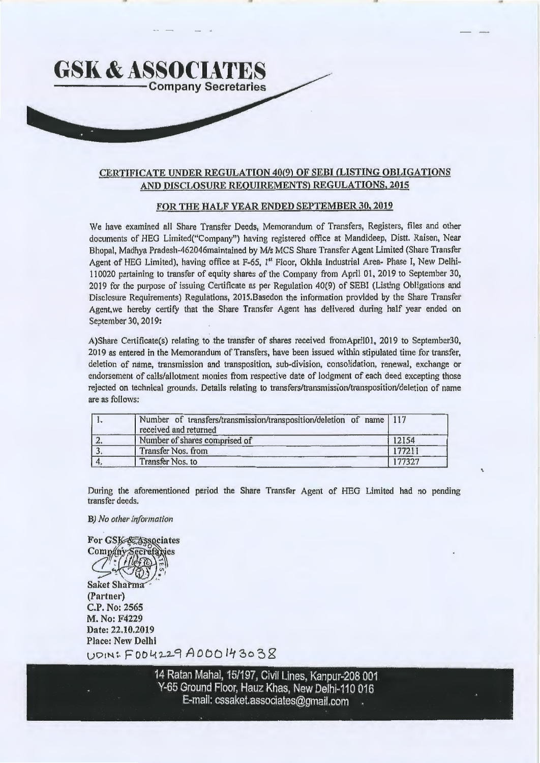# GSK & ASSOCIATES

Company Secretaries

## CERTIFICATE UNDER REGULATION 40(9) OF SEBI (LISTING OBLIGATIONS AND DISCLOSURE REQUIREMENTS) REGULATIONS, 2015

### FOR THE HALF YEAR ENDED SEPTEMBER 30, 2019

We have examined all Share Transfer Deeds, Memorandum of Transfers, Registers, files and other documents of HEG Limited("Company") having registered office at Mandideep, Distt. Raisen, Near Bhopal, Madhya Pradesh-462046maintained by M/s MCS Share Transfer Agent Limited (Share Transfer Agent of HEG Limited), having office at F-65, 1st Floor, Okhla Industrial Area- Phase I, New Delhi-110020 pertaining to transfer of equity shares of the Company from April 01, 2019 to September 30, 2019 for the purpose of issuing Certificate as per Regulation 40(9) of SEBI (Listing Obligations and Disclosure Requirements) Regulations, 2015.Basedon the information provided by the Share Transfer Agent,we hereby certify that the Share Transfer Agent has delivered during half year ended on September 30, 2019:

A)Share Certificate(s) relating to the transfer of shares received fromApril01, 2019 to September30, 2019 as entered in the Memorandum of Transfers, have been issued within stipulated time for transfer, deletion of name, transmission and transposition, sub-division, consolidation, renewal, exchange or endorsement of calls/allotment monies from respective date of lodgment of each deed excepting those rejected on technical grounds. Details relating to transfers/transmission/transposition/deletion of name are as follows:

| | | |
|---|---|---|
| 1. | Number of transfers/transmission/transposition/deletion of name received and returned | 117 |
| 2. | Number of shares comprised of | 12154 |
| 3. | Transfer Nos. from | 177211 |
| 4. | Transfer Nos. to | 177327 |

During the aforementioned period the Share Transfer Agent of HEG Limited had no pending transfer deeds.

*B) No other information*

For GSK & Associates
Company Secretaries

Saket Sharma
(Partner)
C.P. No: 2565
M. No: F4229
Date: 22.10.2019
Place: New Delhi
UDIN: F004229A000143038

14 Ratan Mahal, 15/197, Civil Lines, Kanpur-208 001
Y-65 Ground Floor, Hauz Khas, New Delhi-110 016
E-mail: cssaket.associates@gmail.com